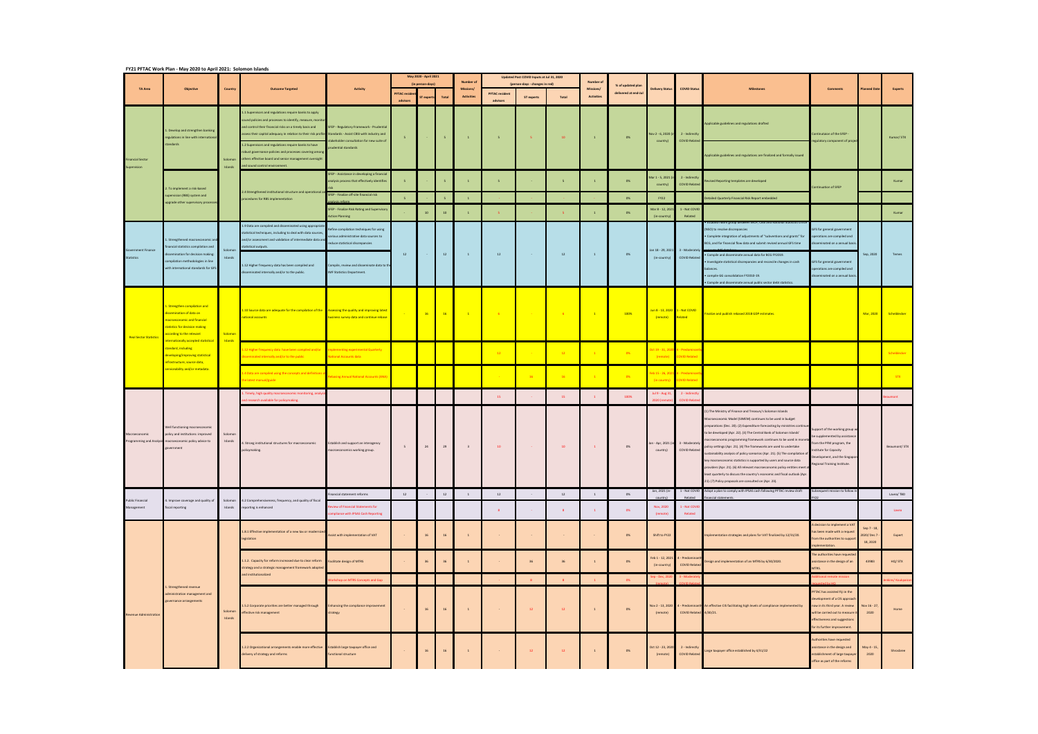# FY21 PFTAC Work Plan - May 2020 to April 2021: Solomon Islands

| TA Area | Objective | Country | Outcome Targeted | Activity | May 2020 - April 2021 (in person-days) | | | Number of Missions/ Activities | Updated Post COVID Inputs at Jul 31, 2020 (person-days - changes in red) | | | Number of Missions/ Activities | % of updated plan delivered at end-Jul | Delivery Status | COVID Status | Milestones | Comments | Planned Date | Experts |
|---|---|---|---|---|---|---|---|---|---|---|---|---|---|---|---|---|---|---|---|
| | | | | | PFTAC resident advisors | ST experts | Total | | PFTAC resident advisors | ST experts | Total | | | | | | | | |
| Financial Sector Supervision | 1. Develop and strengthen banking regulations in line with international standards | Solomon Islands | 1.1 Supervisors and regulations require banks to apply sound policies and processes to identify, measure, monitor and control their financial risks on a timely basis and assess their capital adequacy in relation to their risk profile. 1.2 Supervisors and regulations require banks to have robust governance policies and processes covering among others effective board and senior management oversight and sound control environment. | SFEP - Regulatory Framework - Prudential Standards - Assist CBSI with industry and stakeholder consultation for new suite of prudential standards | 5 | - | 5 | 1 | 5 | 5 | 10 | 1 | 0% | Nov 2 - 6, 2020 (in country) | 3 - Indirectly COVID Related | Applicable guidelines and regulations drafted; Applicable guidelines and regulations are finalized and formally issued | Continuation of the SFEP - regulatory component of project | | Kumar/ STX |
| | 2. To implement a risk-based supervision (RBS) system and upgrade other supervisory processes | | 2.4 Strengthened institutional structure and operational and procedures for RBS implementation | SFEP - Assistance in developing a financial analysis process that effectively identifies risk | 5 | - | 5 | 1 | 5 | - | 5 | 1 | 0% | Mar 1 - 5, 2021 (in country) | 3 - Indirectly COVID Related | Revised Reporting templates are developed | Continuation of SFEP | | Kumar |
| | | | | SFEP - Finalize off-site financial risk analysis reform | 5 | - | 5 | 1 | - | - | - | - | 0% | FY22 | | Detailed Quarterly Financial Risk Report embedded | | | |
| | | | | SFEP - Finalize Risk Rating and Supervisory Action Planning | - | 10 | 10 | 1 | 5 | | 5 | 1 | 0% | Mar 8 - 12, 2021 (in-country) | 1 - Not COVID Related | | | | Kumar |
| Government Finance Statistics | 1. Strengthened macroeconomic and financial statistics compilation and dissemination for decision making: compilation methodologies in line with international standards for GFS | Solomon Islands | 1.9 Data are compiled and disseminated using appropriate statistical techniques, including to deal with data sources, and/or assessment and validation of intermediate data and statistical outputs. | Refine compilation techniques for using various administrative data sources to reduce statistical discrepancies | 12 | - | 12 | 1 | 12 | - | 12 | 1 | 0% | Jan 18 - 29, 2021 (in-country) | 3 - Moderately COVID Related | • Establish work group between MOF, CBSI and national statistics office (NSO) to resolve discrepancies • Complete integration of adjustments of "subventions and grants" for BCG, and for financial flow data and submit revised annual GFS time series... • Compile and disseminate annual data for BCG FY2019. • Investigate statistical discrepancies and reconcile changes in cash balances. • compile GG consolidation FY2018-19. • Compile and disseminate annual public sector debt statistics | GFS for general government operations are compiled and disseminated on a annual basis. | Sep, 2020 | Temes |
| | | | 1.12 Higher frequency data has been compiled and disseminated internally and/or to the public. | Compile, review and disseminate data to the IMF Statistics Department | | | | | | | | | | | | | GFS for general government operations are compiled and disseminated on a annual basis. | | |
| Real Sector Statistics | 1. Strengthen compilation and dissemination of data on macroeconomic and financial statistics for decision making according to the relevant internationally accepted statistical standard, including developing/improving statistical infrastructure, source data, serviceability and/or metadata. | Solomon Islands | 1.10 Source data are adequate for the compilation of the national accounts | Assessing the quality and improving latest business survey data and continue rebase | - | 16 | 16 | 1 | 6 | | 6 | 1 | 100% | Jun 8 - 13, 2020 (remote) | 1 - Not COVID Related | Finalize and publish rebased 2018 GDP estimates | | Mar, 2020 | Scheiblecker |
| | | | 1.12 Higher frequency data have been compiled and/or disseminated internally and/or to the public | Implementing experimental Quarterly National Accounts data | | | | | 12 | - | 12 | 1 | 0% | Oct 19 - 31, 2020 (remote) | 4 - Predominantly COVID Related | | | | Scheiblecker |
| | | | 1.4 Data are compiled using the concepts and definitions of the latest manual/guide | Rebasing Annual National Accounts (ANA) | | | | | - | 16 | 16 | 1 | 0% | Feb 15 - 26, 2021 (in country) | 4 - Predominantly COVID Related | | | | STX |
| Macroeconomic Programming and Analysis | Well functioning macroeconomic policy and institutions: improved macroeconomic policy advice to government | Solomon Islands | 1. Timely, high quality macroeconomic monitoring, analysis and research available for policymaking | | | | | | 15 | | 15 | 1 | 100% | Jul 9 - Aug 31, 2020 (remote) | 3 - Indirectly COVID Related | | | | Beaumont |
| | | | 4. Strong institutional structures for macroeconomic policymaking | Establish and support an interagency macroeconomic working group. | 5 | 24 | 29 | 3 | 10 | - | 10 | 1 | 0% | Jan - Apr, 2021 (in country) | 3 - Moderately COVID Related | (1) The Ministry of Finance and Treasury's Solomon Islands Macroeconomic Model (SIMEM) continues to be used in budget preparations (Dec. 20). (2) Expenditure forecasting by ministries continue to be developed (Apr. 22). (3) The Central Bank of Solomon Islands' macroeconomic programming framework continues to be used in monetary policy settings (Apr. 21). (4) The frameworks are used to undertake sustainability analysis of policy scenarios (Apr. 21). (5) The compilation of key macroeconomic statistics is supported by users and source data providers (Apr. 21). (6) All relevant macroeconomic policy entities meet at least quarterly to discuss the country's economic and fiscal outlook (Apr. 21). (7) Policy proposals are consulted on (Apr. 23). | Support of the working group will be supplemented by assistance from the PFM program, the Institute for Capacity Development, and the Singapore Regional Training Institute. | | Beaumont/ STX |
| Public Financial Management | 4. Improve coverage and quality of fiscal reporting | Solomon Islands | 4.2 Comprehensiveness, frequency, and quality of fiscal reporting is enhanced | Financial statement reforms | 12 | | 12 | 1 | 12 | - | 12 | 1 | 0% | Jan, 2021 (in country) | 1 - Not COVID Related | Adopt a plan to comply with IPSAS cash following PFTAC review draft financial statements. | Subsequent mission to follow in FY22 | | Lavea/ TBD |
| | | | | Review of Financial Statements for compliance with IPSAS Cash Reporting | | | | | 8 | - | 8 | 1 | 0% | Nov, 2020 (remote) | 1 - Not COVID Related | | | | Lavea |
| Revenue Administration | 1. Strengthened revenue administration management and governance arrangements | Solomon Islands | 1.8.1 Effective implementation of a new tax or modernized legislation | Assist with implementation of VAT | - | 16 | 16 | 1 | - | - | - | - | 0% | Shift to FY22 | | Implementation strategies and plans for VAT finalized by 12/31/20. | A decision to implement a VAT has been made with a request from the authorities to support implementation. | Sep 7 - 18, 2020/ Dec 7 - 18, 2020 | Expert |
| | | | 1.1.2. Capacity for reform increased due to clear reform strategy and a strategic management framework adopted and institutionalized | Facilitate design of MTRS | - | 36 | 36 | 1 | - | 36 | 36 | 1 | 0% | Feb 1 - 12, 2021 (in-country) | 4 - Predominantly COVID Related | Design and implementation of an MTRS by 6/30/2020. | The authorities have requested assistance in the design of an MTRS. | 4398B | HQ/ STX |
| | | | | Workshop on MTRS Concepts and Gap | | | | | - | 8 | 8 | 1 | 0% | Sep - Dec, 2020 (remote) | 3 - Moderately COVID Related | | Additional remote mission requested by HQ | | Anders/ Koukpaizan |
| | | | 1.5.2 Corporate priorities are better managed through effective risk management | Enhancing the compliance improvement strategy | - | 16 | 16 | 1 | - | 12 | 12 | 1 | 0% | Nov 2 - 13, 2020 (remote) | 4 - Predominantly COVID Related | An effective CIS facilitating high levels of compliance implemented by 4/30/21. | PFTAC has assisted Fiji in the development of a CIS approach now in its third year. A review will be carried out to measure its effectiveness and suggestions for its further improvement. | Nov 16 - 27, 2020 | Home |
| | | | 1.2.2 Organizational arrangements enable more effective delivery of strategy and reforms | Establish large taxpayer office and functional structure | - | 16 | 16 | 1 | - | 12 | 12 | 1 | 0% | Oct 12 - 23, 2020 (remote) | 3 - Indirectly COVID Related | Large taxpayer office established by 4/31/22 | Authorities have requested assistance in the design and establishment of large taxpayer office as part of the reforms | May 4 - 15, 2020 | Shrosbree |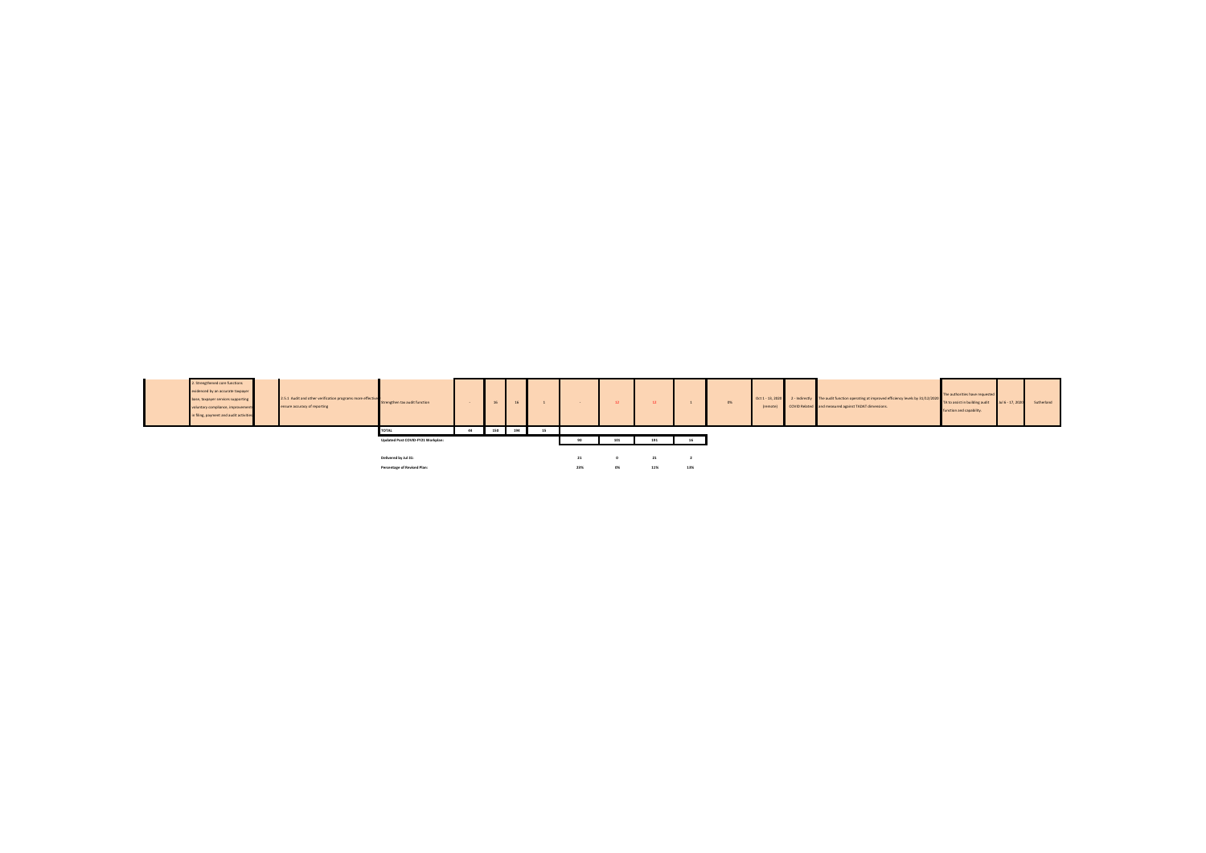| | | | | | | | | | | | | | | | | | | |
|---|---|---|---|---|---|---|---|---|---|---|---|---|---|---|---|---|---|---|
| | 2. Strengthened core functions evidenced by an accurate taxpayer base, taxpayer services supporting voluntary compliance, improvement in filing, payment and audit activities | | 2.5.1 Audit and other verification programs more effectively ensure accuracy of reporting | Strengthen tax audit function | - | 16 | 16 | 1 | - | 12 | 12 | 1 | 0% | Oct 1 - 15, 2020 (remote) | 3 - Indirectly COVID Related | The audit function operating at improved efficiency levels by 31/12/2020 and measured against TADAT dimensions. | The authorities have requested TA to assist in building audit function and capability. | Jul 6 - 17, 2020 | Sutherland |
| | | | | TOTAL | 48 | 150 | 194 | 15 | | | | | | | | | | | |
| | | | | Updated Post COVID-FY21 Workplan: | | | | | 90 | 101 | 191 | 16 | | | | | | | |
| | | | | Delivered by Jul 31: | | | | | 21 | 0 | 21 | 2 | | | | | | | |
| | | | | Percentage of Revised Plan: | | | | | 23% | 0% | 11% | 13% | | | | | | | |